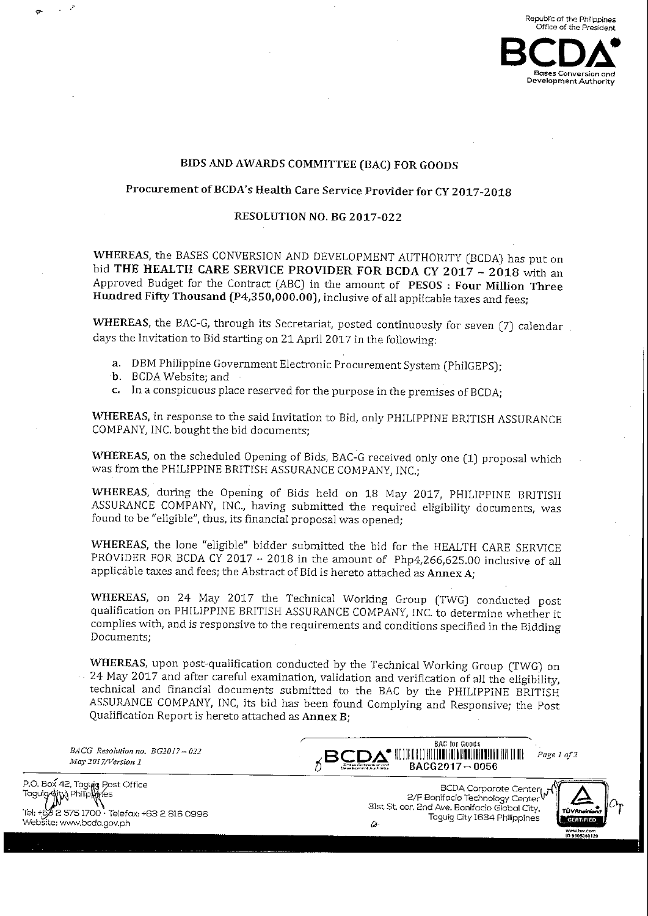# BIDS AND AWARDS COMMITTEE (BAC) FOR GOODS

## Procurement of BCDA's Health Care Service Provider for CY 2017-2018

### RESOLUTION NO. BG 2017-022

**WHEREAS**, the BASES CONVERSION AND DEVELOPMENT AUTHORITY (BCDA) has put on bid **THE HEALTH CARE SERVICE PROVIDER FOR BCDA CY 2017 – 2018** with an Approved Budget for the Contract (ABC) in the amount of **PESOS : Four Million Three Hundred Fifty Thousand (P4,350,000.00)**, inclusive of all applicable taxes and fees;

**WHEREAS**, the BAC-G, through its Secretariat, posted continuously for seven (7) calendar days the Invitation to Bid starting on 21 April 2017 in the following:

a. DBM Philippine Government Electronic Procurement System (PhilGEPS);
b. BCDA Website; and
c. In a conspicuous place reserved for the purpose in the premises of BCDA;

**WHEREAS**, in response to the said Invitation to Bid, only PHILIPPINE BRITISH ASSURANCE COMPANY, INC. bought the bid documents;

**WHEREAS**, on the scheduled Opening of Bids, BAC-G received only one (1) proposal which was from the PHILIPPINE BRITISH ASSURANCE COMPANY, INC.;

**WHEREAS**, during the Opening of Bids held on 18 May 2017, PHILIPPINE BRITISH ASSURANCE COMPANY, INC., having submitted the required eligibility documents, was found to be "eligible", thus, its financial proposal was opened;

**WHEREAS**, the lone "eligible" bidder submitted the bid for the HEALTH CARE SERVICE PROVIDER FOR BCDA CY 2017 – 2018 in the amount of Php4,266,625.00 inclusive of all applicable taxes and fees; the Abstract of Bid is hereto attached as **Annex A**;

**WHEREAS**, on 24 May 2017 the Technical Working Group (TWG) conducted post qualification on PHILIPPINE BRITISH ASSURANCE COMPANY, INC. to determine whether it complies with, and is responsive to the requirements and conditions specified in the Bidding Documents;

**WHEREAS**, upon post-qualification conducted by the Technical Working Group (TWG) on 24 May 2017 and after careful examination, validation and verification of all the eligibility, technical and financial documents submitted to the BAC by the PHILIPPINE BRITISH ASSURANCE COMPANY, INC, its bid has been found Complying and Responsive; the Post Qualification Report is hereto attached as **Annex B**;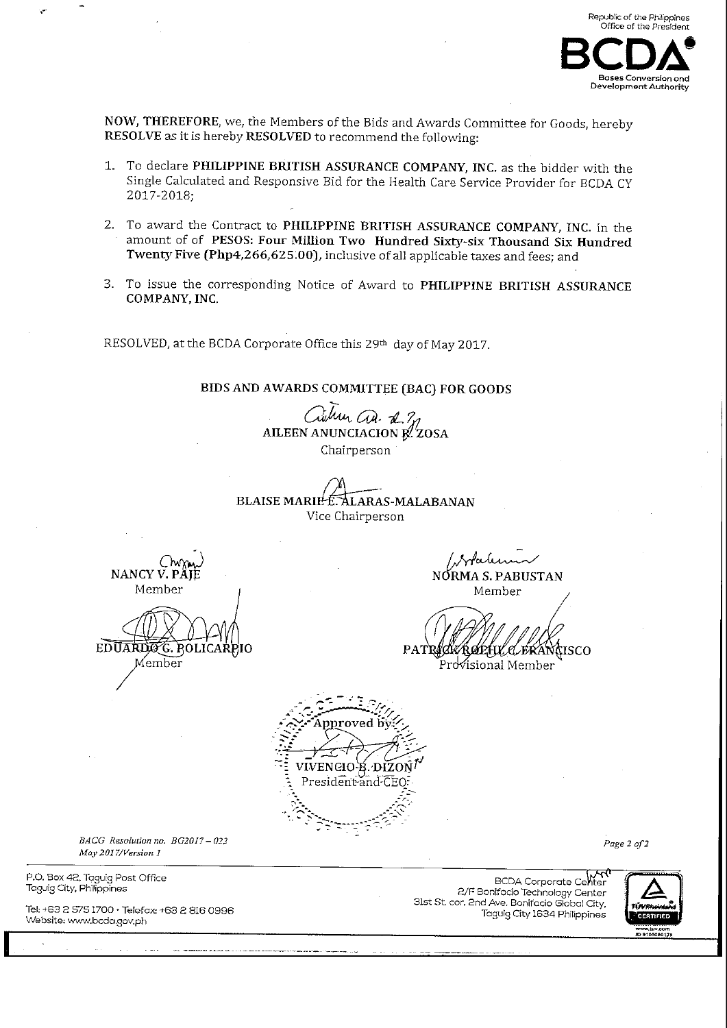**NOW, THEREFORE**, we, the Members of the Bids and Awards Committee for Goods, hereby **RESOLVE** as it is hereby **RESOLVED** to recommend the following:

1. To declare **PHILIPPINE BRITISH ASSURANCE COMPANY, INC.** as the bidder with the Single Calculated and Responsive Bid for the Health Care Service Provider for BCDA CY 2017-2018;
2. To award the Contract to **PHILIPPINE BRITISH ASSURANCE COMPANY, INC.** in the amount of of **PESOS: Four Million Two Hundred Sixty-six Thousand Six Hundred Twenty Five (Php4,266,625.00)**, inclusive of all applicable taxes and fees; and
3. To issue the corresponding Notice of Award to **PHILIPPINE BRITISH ASSURANCE COMPANY, INC.**

RESOLVED, at the BCDA Corporate Office this 29th day of May 2017.

**BIDS AND AWARDS COMMITTEE (BAC) FOR GOODS**

**AILEEN ANUNCIACION R. ZOSA**
Chairperson

**BLAISE MARIE E. ALARAS-MALABANAN**
Vice Chairperson

**NANCY V. PAJE**
Member

**NORMA S. PABUSTAN**
Member

**EDUARDO G. POLICARPIO**
Member

**PATRICK ROEHL C. FRANCISCO**
Provisional Member

Approved by:

**VIVENCIO B. DIZON**
President and CEO

*BACG Resolution no. BG2017 – 022*
*May 2017/Version 1*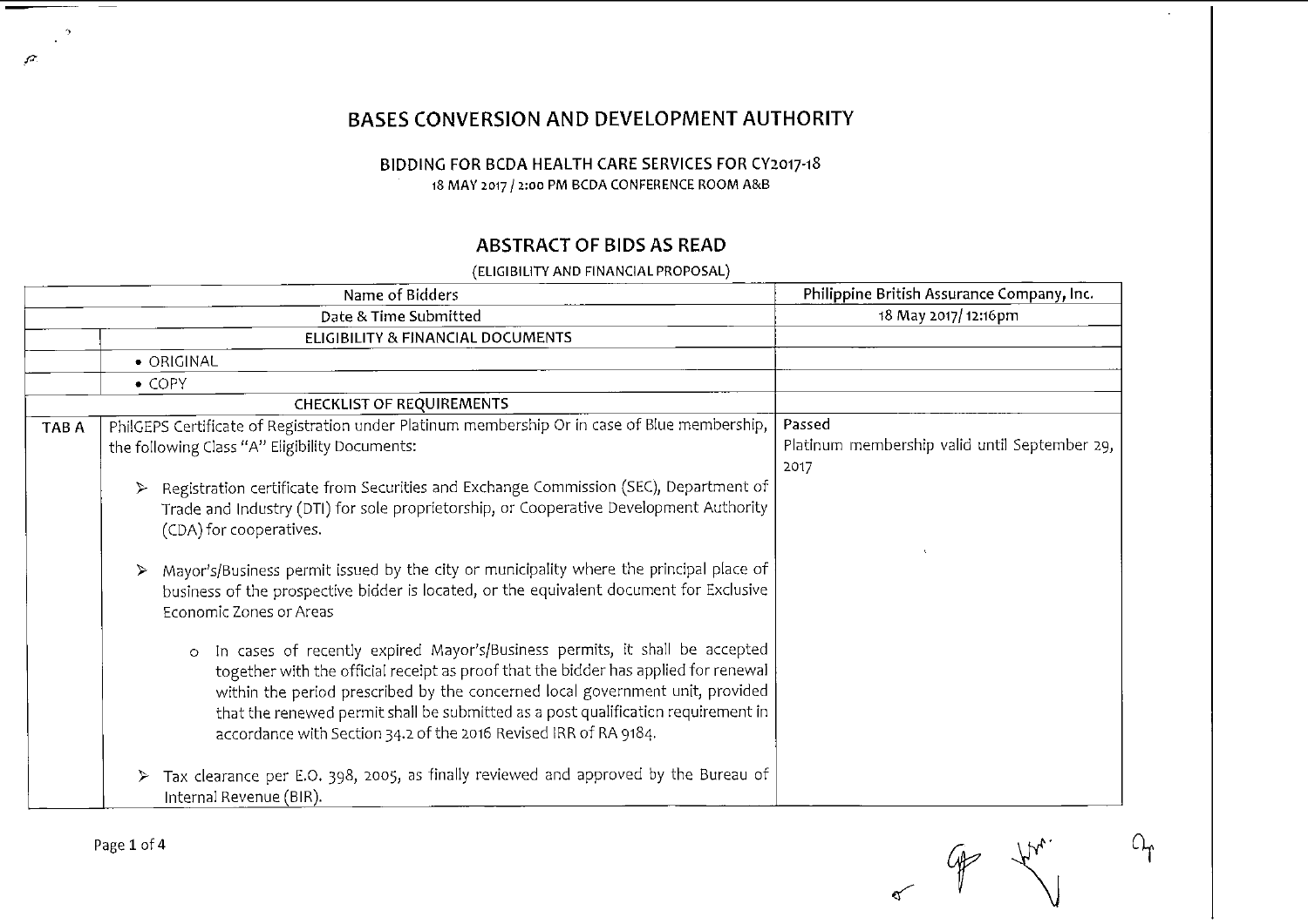# BASES CONVERSION AND DEVELOPMENT AUTHORITY

## BIDDING FOR BCDA HEALTH CARE SERVICES FOR CY2017-18

18 MAY 2017 / 2:00 PM BCDA CONFERENCE ROOM A&B

## ABSTRACT OF BIDS AS READ

(ELIGIBILITY AND FINANCIAL PROPOSAL)

| | Name of Bidders | Philippine British Assurance Company, Inc. |
|---|---|---|
| | Date & Time Submitted | 18 May 2017/ 12:16pm |
| | ELIGIBILITY & FINANCIAL DOCUMENTS | |
| | • ORIGINAL | |
| | • COPY | |
| | CHECKLIST OF REQUIREMENTS | |
| TAB A | PhilGEPS Certificate of Registration under Platinum membership Or in case of Blue membership, the following Class "A" Eligibility Documents:<br><br>➢ Registration certificate from Securities and Exchange Commission (SEC), Department of Trade and Industry (DTI) for sole proprietorship, or Cooperative Development Authority (CDA) for cooperatives.<br><br>➢ Mayor's/Business permit issued by the city or municipality where the principal place of business of the prospective bidder is located, or the equivalent document for Exclusive Economic Zones or Areas<br><br>o In cases of recently expired Mayor's/Business permits, it shall be accepted together with the official receipt as proof that the bidder has applied for renewal within the period prescribed by the concerned local government unit, provided that the renewed permit shall be submitted as a post qualification requirement in accordance with Section 34.2 of the 2016 Revised IRR of RA 9184.<br><br>➢ Tax clearance per E.O. 398, 2005, as finally reviewed and approved by the Bureau of Internal Revenue (BIR). | Passed<br>Platinum membership valid until September 29, 2017 |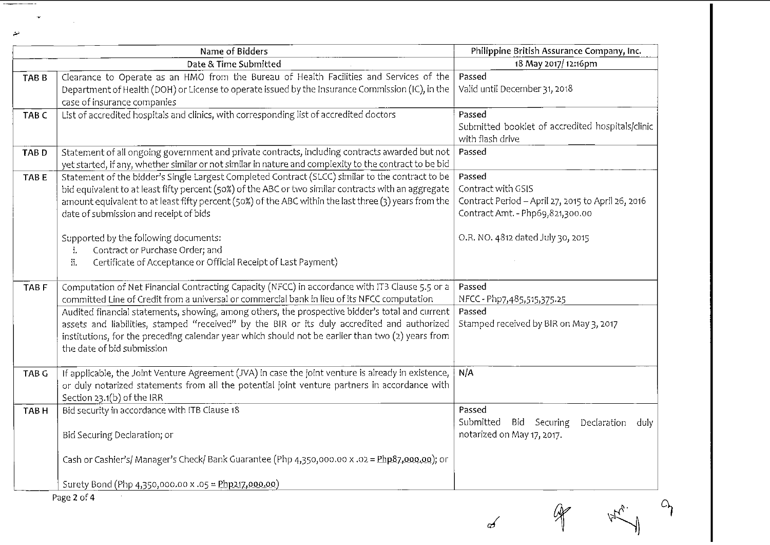| Name of Bidders | | Philippine British Assurance Company, Inc. |
|---|---|---|
| Date & Time Submitted | | 18 May 2017/ 12:16pm |
| TAB B | Clearance to Operate as an HMO from the Bureau of Health Facilities and Services of the Department of Health (DOH) or License to operate issued by the Insurance Commission (IC), in the case of insurance companies | Passed<br>Valid until December 31, 2018 |
| TAB C | List of accredited hospitals and clinics, with corresponding list of accredited doctors | Passed<br>Submitted booklet of accredited hospitals/clinic with flash drive |
| TAB D | Statement of all ongoing government and private contracts, including contracts awarded but not yet started, if any, whether similar or not similar in nature and complexity to the contract to be bid | Passed |
| TAB E | Statement of the bidder's Single Largest Completed Contract (SLCC) similar to the contract to be bid equivalent to at least fifty percent (50%) of the ABC or two similar contracts with an aggregate amount equivalent to at least fifty percent (50%) of the ABC within the last three (3) years from the date of submission and receipt of bids<br><br>Supported by the following documents:<br>i. Contract or Purchase Order; and<br>ii. Certificate of Acceptance or Official Receipt of Last Payment) | Passed<br>Contract with GSIS<br>Contract Period – April 27, 2015 to April 26, 2016<br>Contract Amt. - Php69,821,300.00<br><br>O.R. NO. 4812 dated July 30, 2015 |
| TAB F | Computation of Net Financial Contracting Capacity (NFCC) in accordance with ITB Clause 5.5 or a committed Line of Credit from a universal or commercial bank in lieu of its NFCC computation | Passed<br>NFCC - Php7,485,515,375.25 |
| | Audited financial statements, showing, among others, the prospective bidder's total and current assets and liabilities, stamped "received" by the BIR or its duly accredited and authorized institutions, for the preceding calendar year which should not be earlier than two (2) years from the date of bid submission | Passed<br>Stamped received by BIR on May 3, 2017 |
| TAB G | If applicable, the Joint Venture Agreement (JVA) in case the joint venture is already in existence, or duly notarized statements from all the potential joint venture partners in accordance with Section 23.1(b) of the IRR | N/A |
| TAB H | Bid security in accordance with ITB Clause 18<br><br>Bid Securing Declaration; or<br><br>Cash or Cashier's/ Manager's Check/ Bank Guarantee (Php 4,350,000.00 x .02 = Php87,000.00); or<br><br>Surety Bond (Php 4,350,000.00 x .05 = Php217,000.00) | Passed<br>Submitted Bid Securing Declaration duly notarized on May 17, 2017. |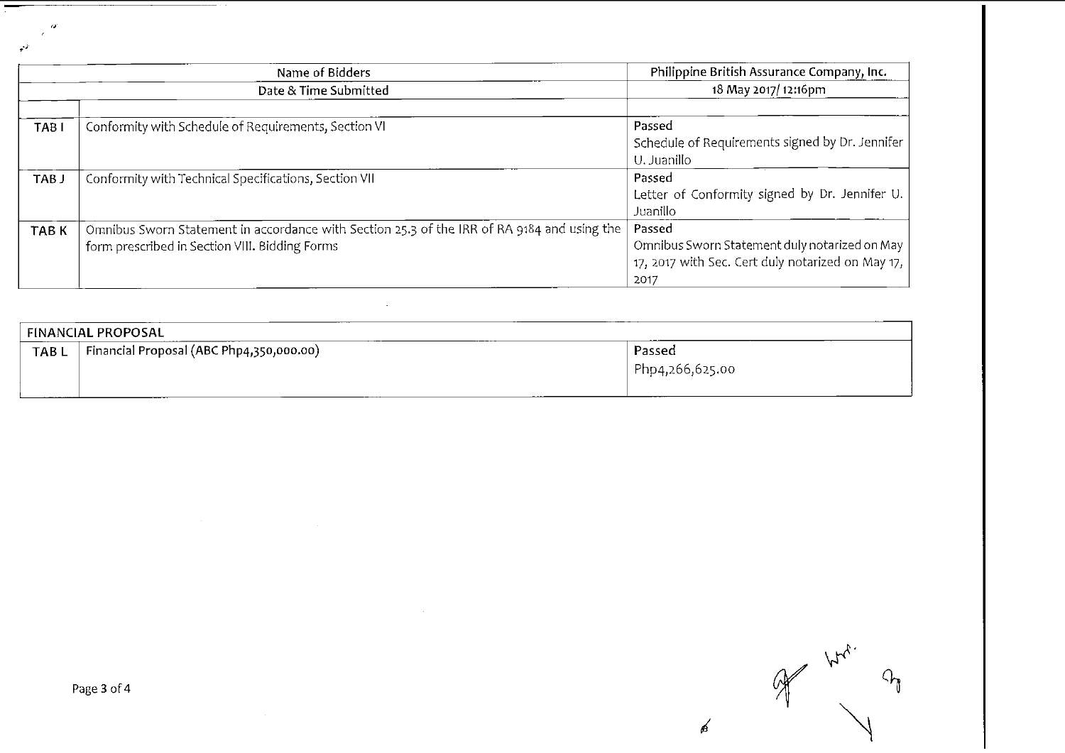| Name of Bidders | | Philippine British Assurance Company, Inc. |
|---|---|---|
| Date & Time Submitted | | 18 May 2017/ 12:16pm |
| | | |
| TAB I | Conformity with Schedule of Requirements, Section VI | Passed<br>Schedule of Requirements signed by Dr. Jennifer U. Juanillo |
| TAB J | Conformity with Technical Specifications, Section VII | Passed<br>Letter of Conformity signed by Dr. Jennifer U. Juanillo |
| TAB K | Omnibus Sworn Statement in accordance with Section 25.3 of the IRR of RA 9184 and using the form prescribed in Section VIII. Bidding Forms | Passed<br>Omnibus Sworn Statement duly notarized on May 17, 2017 with Sec. Cert duly notarized on May 17, 2017 |

| FINANCIAL PROPOSAL | | |
|---|---|---|
| TAB L | Financial Proposal (ABC Php4,350,000.00) | Passed<br>Php4,266,625.00 |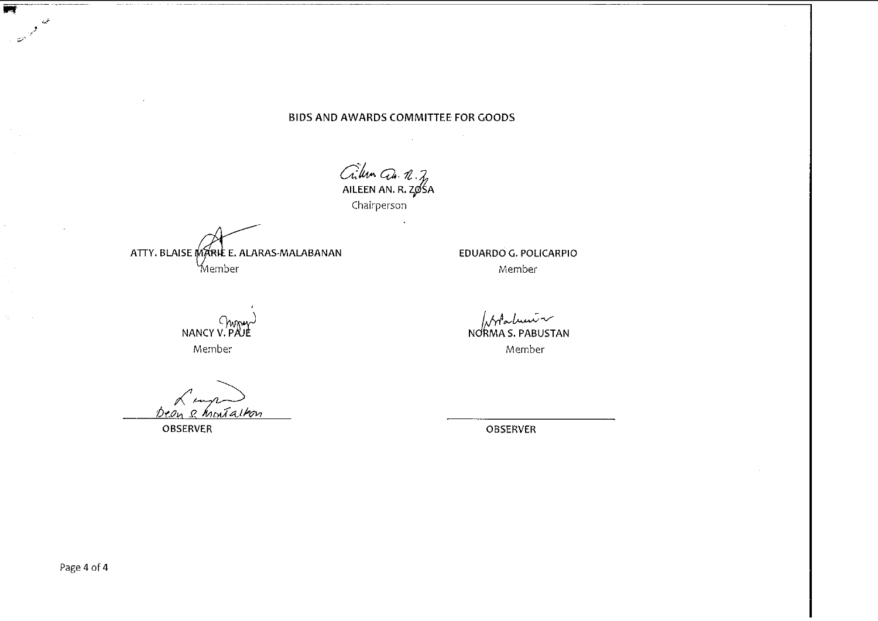**BIDS AND AWARDS COMMITTEE FOR GOODS**

**AILEEN AN. R. ZOSA**
Chairperson

**ATTY. BLAISE MARIE E. ALARAS-MALABANAN**
Member

**EDUARDO G. POLICARPIO**
Member

**NANCY V. PAJE**
Member

**NORMA S. PABUSTAN**
Member

Deon S. Montalbon
**OBSERVER**

______________________
**OBSERVER**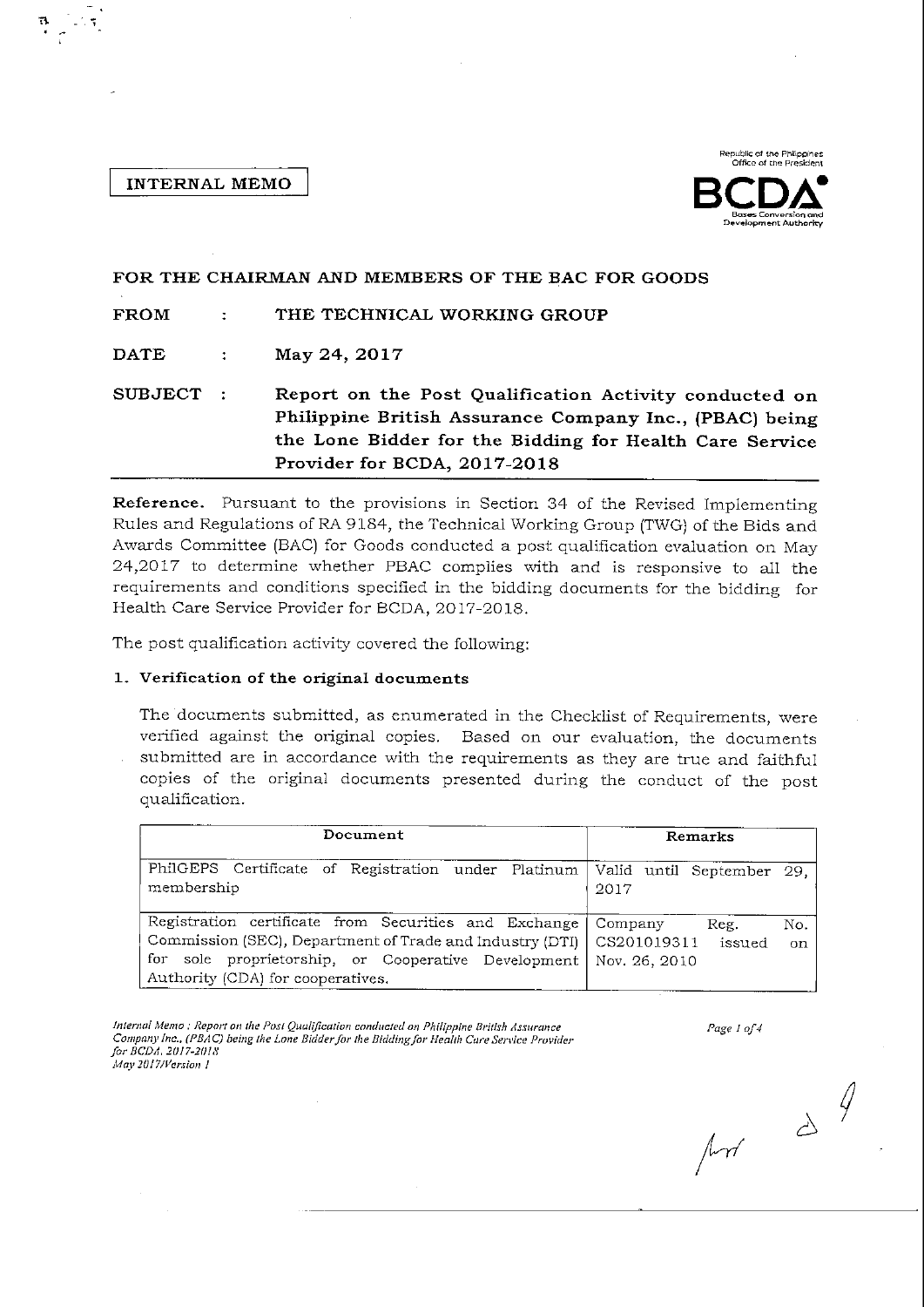**INTERNAL MEMO**

Republic of the Philippines
Office of the President

**BCDA**
Bases Conversion and Development Authority

**FOR THE CHAIRMAN AND MEMBERS OF THE BAC FOR GOODS**

**FROM : THE TECHNICAL WORKING GROUP**

**DATE : May 24, 2017**

**SUBJECT : Report on the Post Qualification Activity conducted on Philippine British Assurance Company Inc., (PBAC) being the Lone Bidder for the Bidding for Health Care Service Provider for BCDA, 2017-2018**

**Reference.** Pursuant to the provisions in Section 34 of the Revised Implementing Rules and Regulations of RA 9184, the Technical Working Group (TWG) of the Bids and Awards Committee (BAC) for Goods conducted a post qualification evaluation on May 24,2017 to determine whether PBAC complies with and is responsive to all the requirements and conditions specified in the bidding documents for the bidding for Health Care Service Provider for BCDA, 2017-2018.

The post qualification activity covered the following:

**1. Verification of the original documents**

The documents submitted, as enumerated in the Checklist of Requirements, were verified against the original copies. Based on our evaluation, the documents submitted are in accordance with the requirements as they are true and faithful copies of the original documents presented during the conduct of the post qualification.

| Document | Remarks |
|---|---|
| PhilGEPS Certificate of Registration under Platinum membership | Valid until September 29, 2017 |
| Registration certificate from Securities and Exchange Commission (SEC), Department of Trade and Industry (DTI) for sole proprietorship, or Cooperative Development Authority (CDA) for cooperatives. | Company Reg. No. CS201019311 issued on Nov. 26, 2010 |

*Internal Memo : Report on the Post Qualification conducted on Philippine British Assurance Company Inc., (PBAC) being the Lone Bidder for the Bidding for Health Care Service Provider for BCDA, 2017-2018*
*May 2017/Version 1*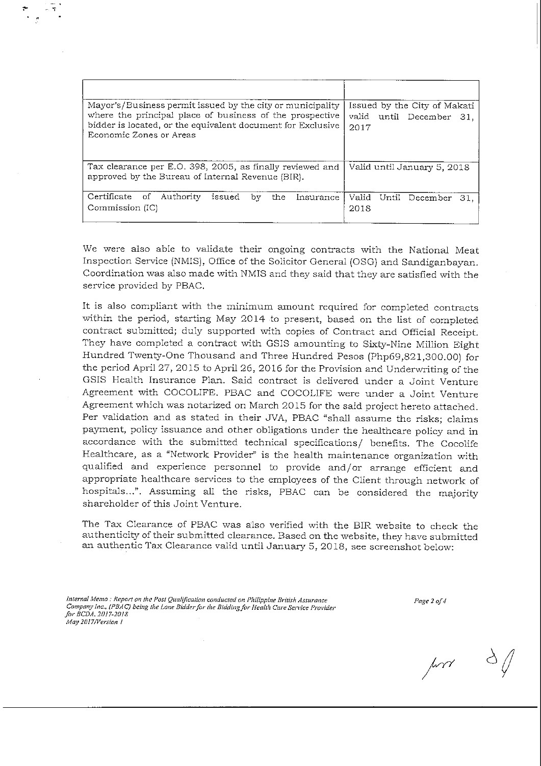| | |
|---|---|
| Mayor's/Business permit issued by the city or municipality where the principal place of business of the prospective bidder is located, or the equivalent document for Exclusive Economic Zones or Areas | Issued by the City of Makati valid until December 31, 2017 |
| Tax clearance per E.O. 398, 2005, as finally reviewed and approved by the Bureau of Internal Revenue (BIR). | Valid until January 5, 2018 |
| Certificate of Authority issued by the Insurance Commission (IC) | Valid Until December 31, 2018 |

We were also able to validate their ongoing contracts with the National Meat Inspection Service (NMIS), Office of the Solicitor General (OSG) and Sandiganbayan. Coordination was also made with NMIS and they said that they are satisfied with the service provided by PBAC.

It is also compliant with the minimum amount required for completed contracts within the period, starting May 2014 to present, based on the list of completed contract submitted; duly supported with copies of Contract and Official Receipt. They have completed a contract with GSIS amounting to Sixty-Nine Million Eight Hundred Twenty-One Thousand and Three Hundred Pesos (Php69,821,300.00) for the period April 27, 2015 to April 26, 2016 for the Provision and Underwriting of the GSIS Health Insurance Plan. Said contract is delivered under a Joint Venture Agreement with COCOLIFE. PBAC and COCOLIFE were under a Joint Venture Agreement which was notarized on March 2015 for the said project hereto attached. Per validation and as stated in their JVA, PBAC "shall assume the risks; claims payment, policy issuance and other obligations under the healthcare policy and in accordance with the submitted technical specifications/ benefits. The Cocolife Healthcare, as a "Network Provider" is the health maintenance organization with qualified and experience personnel to provide and/or arrange efficient and appropriate healthcare services to the employees of the Client through network of hospitals...". Assuming all the risks, PBAC can be considered the majority shareholder of this Joint Venture.

The Tax Clearance of PBAC was also verified with the BIR website to check the authenticity of their submitted clearance. Based on the website, they have submitted an authentic Tax Clearance valid until January 5, 2018, see screenshot below: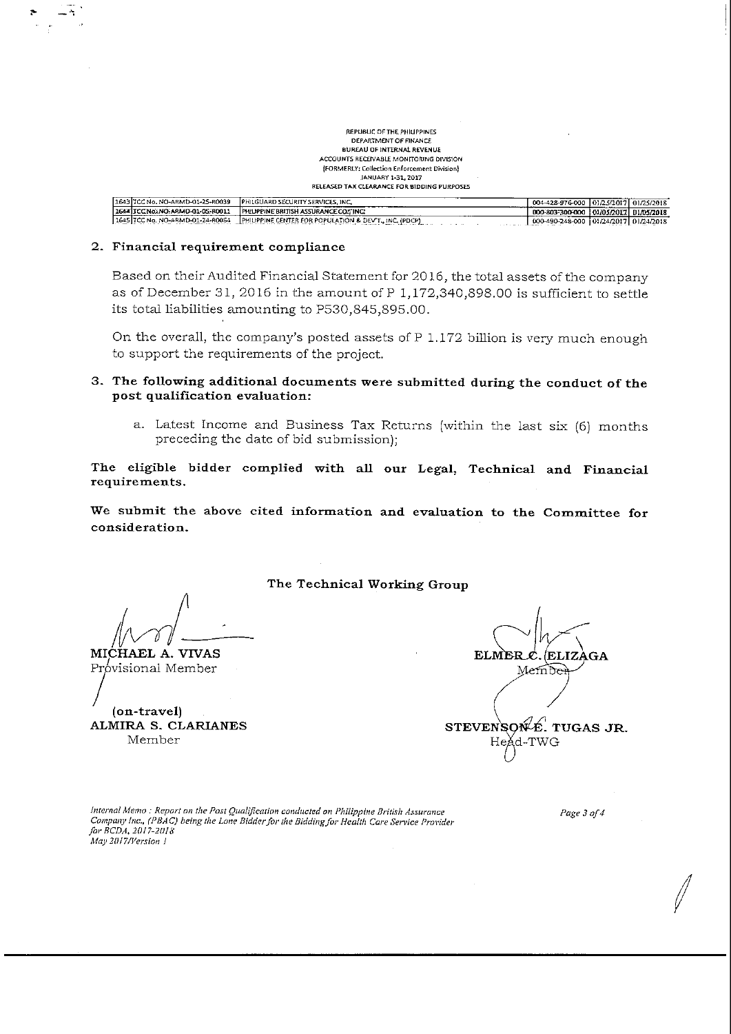REPUBLIC OF THE PHILIPPINES
DEPARTMENT OF FINANCE
BUREAU OF INTERNAL REVENUE
ACCOUNTS RECEIVABLE MONITORING DIVISION
(FORMERLY: Collection Enforcement Division)
JANUARY 1-31, 2017
RELEASED TAX CLEARANCE FOR BIDDING PURPOSES

| | | | | | |
|---|---|---|---|---|---|
| 1643 | TCC No. NO-ARMD-01-25-R0039 | PHILGUARD SECURITY SERVICES, INC. | 004-428-976-000 | 01/25/2017 | 01/25/2018 |
| 1644 | TCC No. NO-ARMD-01-05-R0011 | PHILIPPINE BRITISH ASSURANCE CO., INC. | 000-803-300-000 | 01/05/2017 | 01/05/2018 |
| 1645 | TCC No. NO-ARMD-01-24-R0054 | PHILIPPINE CENTER FOR POPULATION & DEV'T., INC. (PDCP) | 000-490-248-000 | 01/24/2017 | 01/24/2018 |

## 2. Financial requirement compliance

Based on their Audited Financial Statement for 2016, the total assets of the company as of December 31, 2016 in the amount of P 1,172,340,898.00 is sufficient to settle its total liabilities amounting to P530,845,895.00.

On the overall, the company's posted assets of P 1.172 billion is very much enough to support the requirements of the project.

## 3. The following additional documents were submitted during the conduct of the post qualification evaluation:

a. Latest Income and Business Tax Returns (within the last six (6) months preceding the date of bid submission);

**The eligible bidder complied with all our Legal, Technical and Financial requirements.**

**We submit the above cited information and evaluation to the Committee for consideration.**

**The Technical Working Group**

**MICHAEL A. VIVAS**
Provisional Member

**ELMER C. ELIZAGA**
Member

**(on-travel)**
**ALMIRA S. CLARIANES**
Member

**STEVENSON E. TUGAS JR.**
Head-TWG

*Internal Memo : Report on the Post Qualification conducted on Philippine British Assurance Company Inc., (PBAC) being the Lone Bidder for the Bidding for Health Care Service Provider for BCDA, 2017-2018*
*May 2017/Version 1*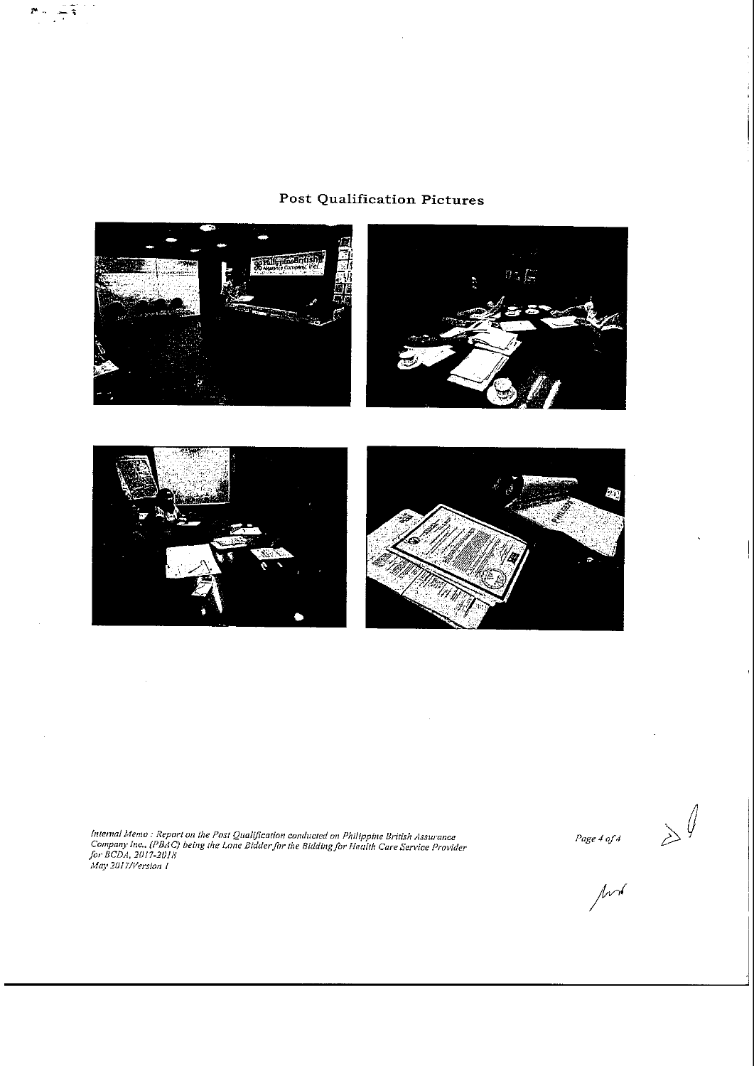## Post Qualification Pictures

*Internal Memo : Report on the Post Qualification conducted on Philippine British Assurance Company Inc., (PBAC) being the Lone Bidder for the Bidding for Health Care Service Provider for BCDA, 2017-2018*
*May 2017/Version 1*